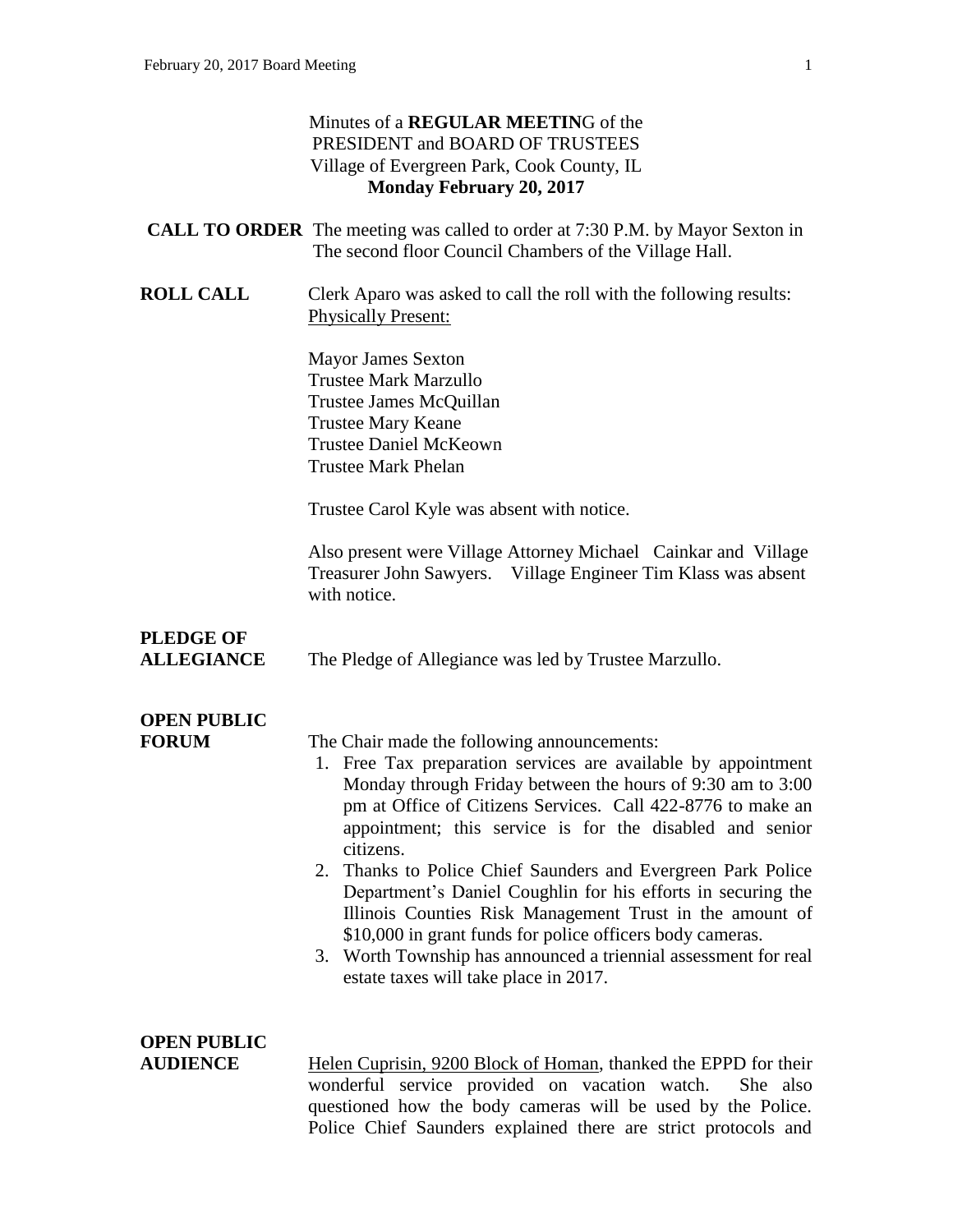Minutes of a **REGULAR MEETIN**G of the
PRESIDENT and BOARD OF TRUSTEES
Village of Evergreen Park, Cook County, IL
**Monday February 20, 2017**

**CALL TO ORDER** The meeting was called to order at 7:30 P.M. by Mayor Sexton in The second floor Council Chambers of the Village Hall.

**ROLL CALL** Clerk Aparo was asked to call the roll with the following results:
Physically Present:

Mayor James Sexton
Trustee Mark Marzullo
Trustee James McQuillan
Trustee Mary Keane
Trustee Daniel McKeown
Trustee Mark Phelan

Trustee Carol Kyle was absent with notice.

Also present were Village Attorney Michael Cainkar and Village Treasurer John Sawyers. Village Engineer Tim Klass was absent with notice.

**PLEDGE OF ALLEGIANCE** The Pledge of Allegiance was led by Trustee Marzullo.

**OPEN PUBLIC FORUM** The Chair made the following announcements:

1. Free Tax preparation services are available by appointment Monday through Friday between the hours of 9:30 am to 3:00 pm at Office of Citizens Services. Call 422-8776 to make an appointment; this service is for the disabled and senior citizens.
2. Thanks to Police Chief Saunders and Evergreen Park Police Department's Daniel Coughlin for his efforts in securing the Illinois Counties Risk Management Trust in the amount of $10,000 in grant funds for police officers body cameras.
3. Worth Township has announced a triennial assessment for real estate taxes will take place in 2017.

**OPEN PUBLIC AUDIENCE** Helen Cuprisin, 9200 Block of Homan, thanked the EPPD for their wonderful service provided on vacation watch. She also questioned how the body cameras will be used by the Police. Police Chief Saunders explained there are strict protocols and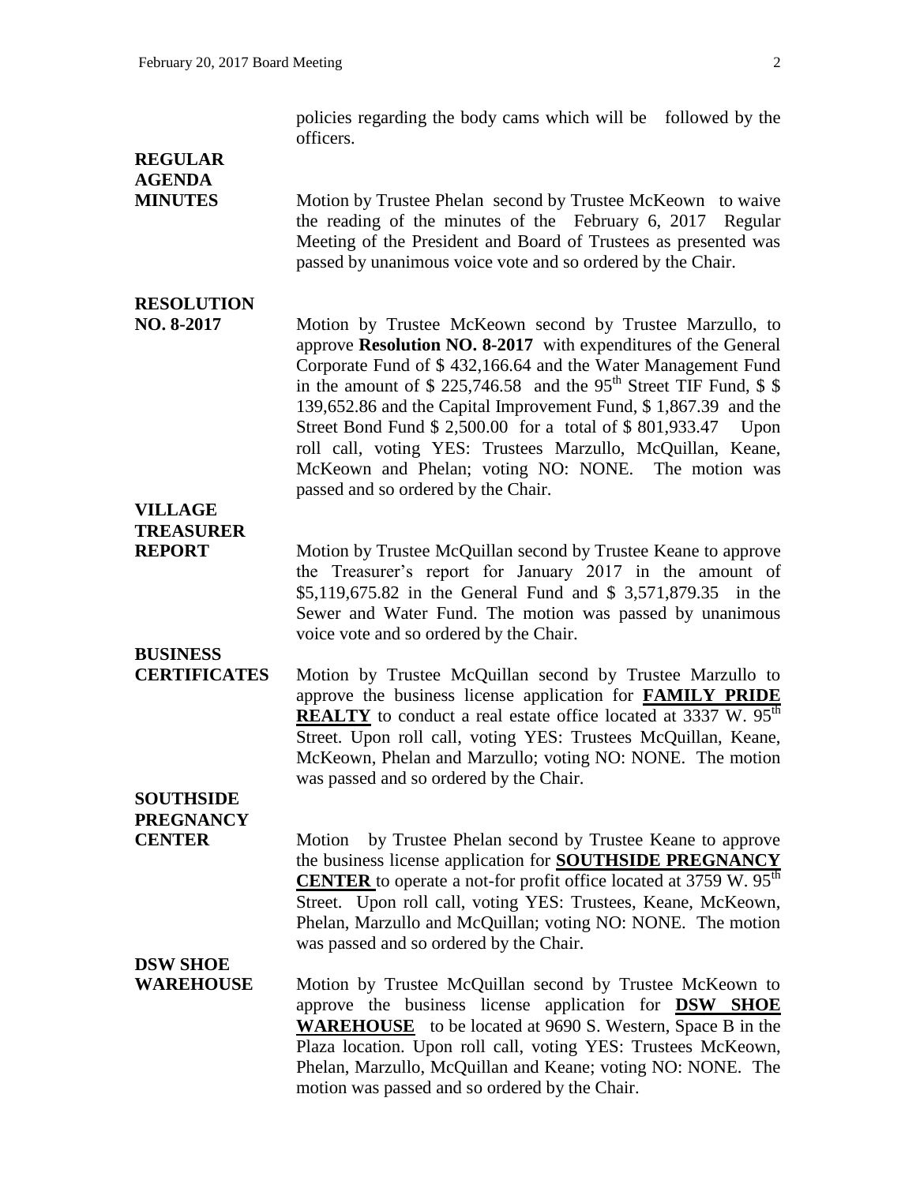policies regarding the body cams which will be followed by the officers.

**REGULAR AGENDA**

**MINUTES** Motion by Trustee Phelan second by Trustee McKeown to waive the reading of the minutes of the February 6, 2017 Regular Meeting of the President and Board of Trustees as presented was passed by unanimous voice vote and so ordered by the Chair.

**RESOLUTION NO. 8-2017** Motion by Trustee McKeown second by Trustee Marzullo, to approve **Resolution NO. 8-2017** with expenditures of the General Corporate Fund of $ 432,166.64 and the Water Management Fund in the amount of $ 225,746.58 and the 95th Street TIF Fund, $ $ 139,652.86 and the Capital Improvement Fund, $ 1,867.39 and the Street Bond Fund $ 2,500.00 for a total of $ 801,933.47 Upon roll call, voting YES: Trustees Marzullo, McQuillan, Keane, McKeown and Phelan; voting NO: NONE. The motion was passed and so ordered by the Chair.

**VILLAGE TREASURER REPORT** Motion by Trustee McQuillan second by Trustee Keane to approve the Treasurer's report for January 2017 in the amount of $5,119,675.82 in the General Fund and $ 3,571,879.35 in the Sewer and Water Fund. The motion was passed by unanimous voice vote and so ordered by the Chair.

**BUSINESS CERTIFICATES** Motion by Trustee McQuillan second by Trustee Marzullo to approve the business license application for **FAMILY PRIDE REALTY** to conduct a real estate office located at 3337 W. 95th Street. Upon roll call, voting YES: Trustees McQuillan, Keane, McKeown, Phelan and Marzullo; voting NO: NONE. The motion was passed and so ordered by the Chair.

**SOUTHSIDE PREGNANCY CENTER** Motion by Trustee Phelan second by Trustee Keane to approve the business license application for **SOUTHSIDE PREGNANCY CENTER** to operate a not-for profit office located at 3759 W. 95th Street. Upon roll call, voting YES: Trustees, Keane, McKeown, Phelan, Marzullo and McQuillan; voting NO: NONE. The motion was passed and so ordered by the Chair.

**DSW SHOE WAREHOUSE** Motion by Trustee McQuillan second by Trustee McKeown to approve the business license application for **DSW SHOE WAREHOUSE** to be located at 9690 S. Western, Space B in the Plaza location. Upon roll call, voting YES: Trustees McKeown, Phelan, Marzullo, McQuillan and Keane; voting NO: NONE. The motion was passed and so ordered by the Chair.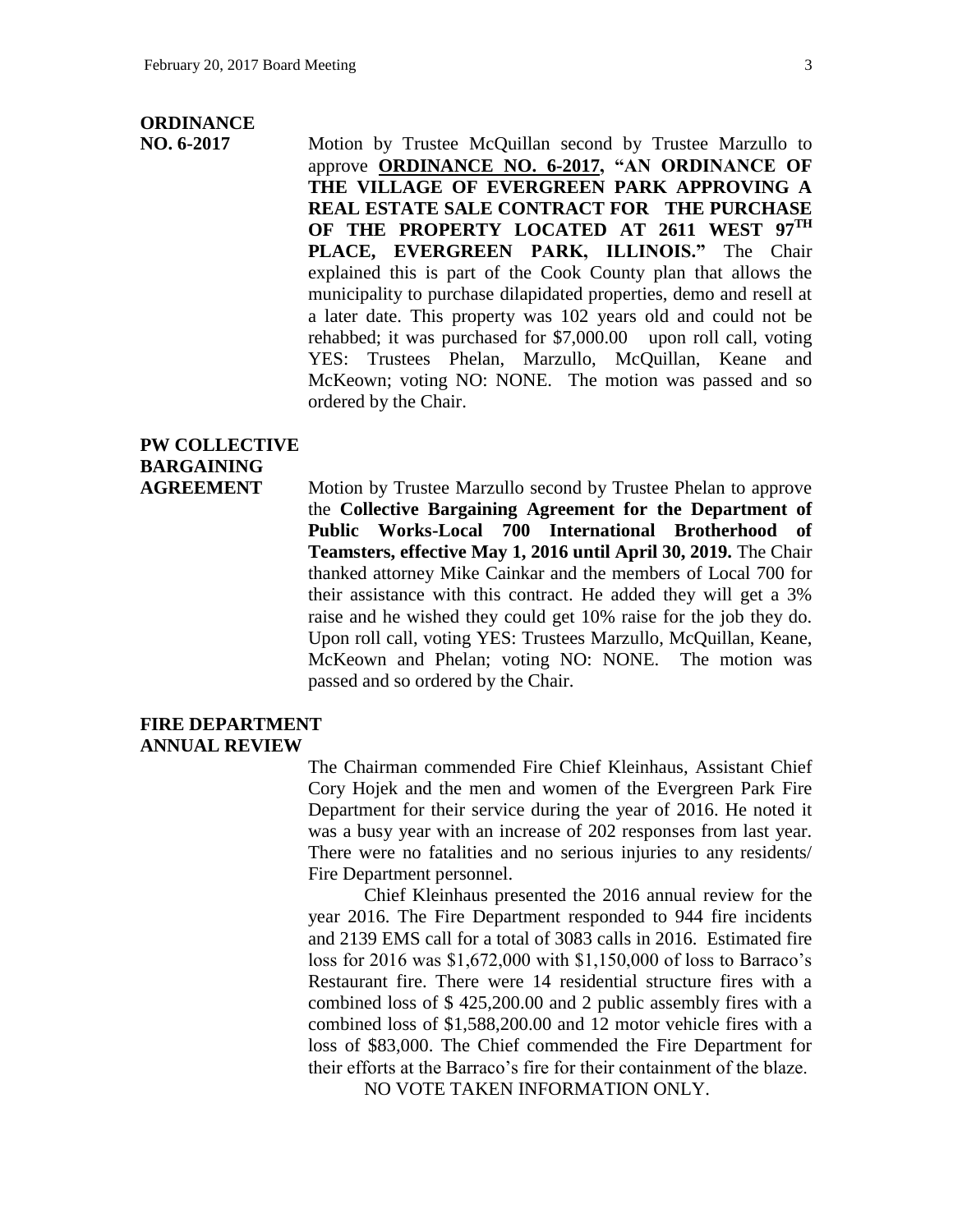**ORDINANCE NO. 6-2017**

Motion by Trustee McQuillan second by Trustee Marzullo to approve **ORDINANCE NO. 6-2017, "AN ORDINANCE OF THE VILLAGE OF EVERGREEN PARK APPROVING A REAL ESTATE SALE CONTRACT FOR THE PURCHASE OF THE PROPERTY LOCATED AT 2611 WEST 97TH PLACE, EVERGREEN PARK, ILLINOIS."** The Chair explained this is part of the Cook County plan that allows the municipality to purchase dilapidated properties, demo and resell at a later date. This property was 102 years old and could not be rehabbed; it was purchased for $7,000.00 upon roll call, voting YES: Trustees Phelan, Marzullo, McQuillan, Keane and McKeown; voting NO: NONE. The motion was passed and so ordered by the Chair.

**PW COLLECTIVE BARGAINING AGREEMENT**

Motion by Trustee Marzullo second by Trustee Phelan to approve the **Collective Bargaining Agreement for the Department of Public Works-Local 700 International Brotherhood of Teamsters, effective May 1, 2016 until April 30, 2019.** The Chair thanked attorney Mike Cainkar and the members of Local 700 for their assistance with this contract. He added they will get a 3% raise and he wished they could get 10% raise for the job they do. Upon roll call, voting YES: Trustees Marzullo, McQuillan, Keane, McKeown and Phelan; voting NO: NONE. The motion was passed and so ordered by the Chair.

**FIRE DEPARTMENT ANNUAL REVIEW**

The Chairman commended Fire Chief Kleinhaus, Assistant Chief Cory Hojek and the men and women of the Evergreen Park Fire Department for their service during the year of 2016. He noted it was a busy year with an increase of 202 responses from last year. There were no fatalities and no serious injuries to any residents/ Fire Department personnel.

Chief Kleinhaus presented the 2016 annual review for the year 2016. The Fire Department responded to 944 fire incidents and 2139 EMS call for a total of 3083 calls in 2016. Estimated fire loss for 2016 was $1,672,000 with $1,150,000 of loss to Barraco's Restaurant fire. There were 14 residential structure fires with a combined loss of $ 425,200.00 and 2 public assembly fires with a combined loss of $1,588,200.00 and 12 motor vehicle fires with a loss of $83,000. The Chief commended the Fire Department for their efforts at the Barraco's fire for their containment of the blaze.

NO VOTE TAKEN INFORMATION ONLY.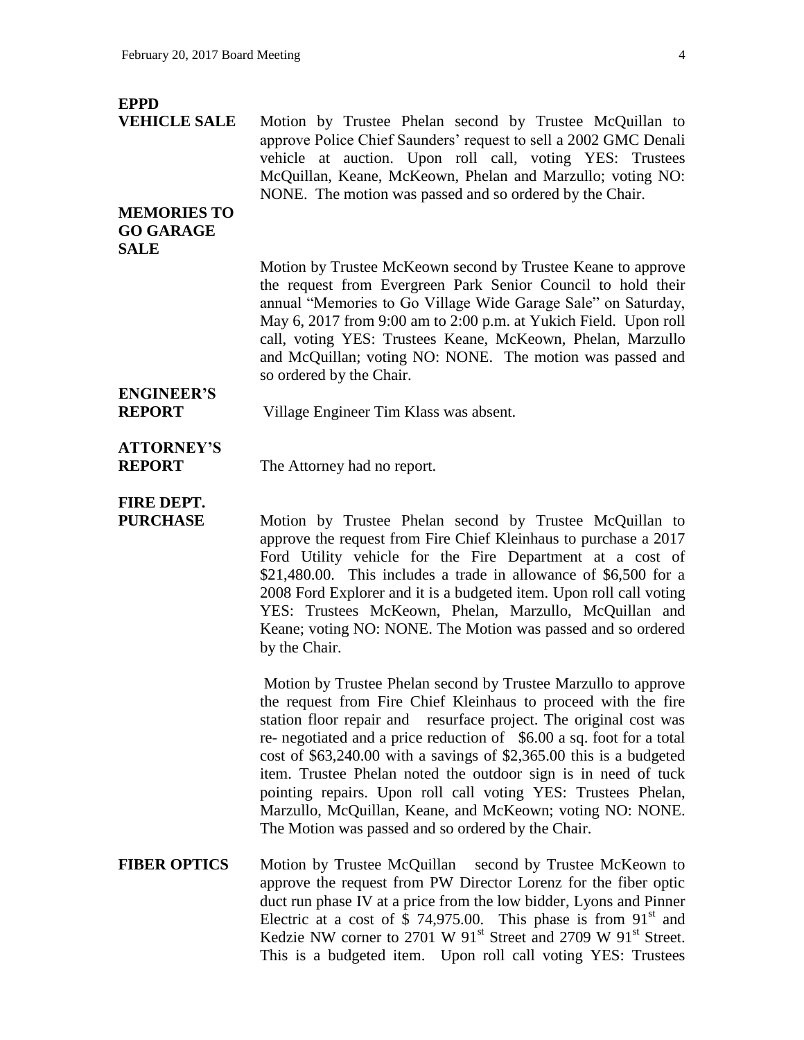**EPPD VEHICLE SALE**

Motion by Trustee Phelan second by Trustee McQuillan to approve Police Chief Saunders' request to sell a 2002 GMC Denali vehicle at auction. Upon roll call, voting YES: Trustees McQuillan, Keane, McKeown, Phelan and Marzullo; voting NO: NONE. The motion was passed and so ordered by the Chair.

**MEMORIES TO GO GARAGE SALE**

Motion by Trustee McKeown second by Trustee Keane to approve the request from Evergreen Park Senior Council to hold their annual "Memories to Go Village Wide Garage Sale" on Saturday, May 6, 2017 from 9:00 am to 2:00 p.m. at Yukich Field. Upon roll call, voting YES: Trustees Keane, McKeown, Phelan, Marzullo and McQuillan; voting NO: NONE. The motion was passed and so ordered by the Chair.

**ENGINEER'S REPORT**

Village Engineer Tim Klass was absent.

**ATTORNEY'S REPORT**

The Attorney had no report.

**FIRE DEPT. PURCHASE**

Motion by Trustee Phelan second by Trustee McQuillan to approve the request from Fire Chief Kleinhaus to purchase a 2017 Ford Utility vehicle for the Fire Department at a cost of $21,480.00. This includes a trade in allowance of $6,500 for a 2008 Ford Explorer and it is a budgeted item. Upon roll call voting YES: Trustees McKeown, Phelan, Marzullo, McQuillan and Keane; voting NO: NONE. The Motion was passed and so ordered by the Chair.

Motion by Trustee Phelan second by Trustee Marzullo to approve the request from Fire Chief Kleinhaus to proceed with the fire station floor repair and resurface project. The original cost was re- negotiated and a price reduction of $6.00 a sq. foot for a total cost of $63,240.00 with a savings of $2,365.00 this is a budgeted item. Trustee Phelan noted the outdoor sign is in need of tuck pointing repairs. Upon roll call voting YES: Trustees Phelan, Marzullo, McQuillan, Keane, and McKeown; voting NO: NONE. The Motion was passed and so ordered by the Chair.

**FIBER OPTICS**

Motion by Trustee McQuillan second by Trustee McKeown to approve the request from PW Director Lorenz for the fiber optic duct run phase IV at a price from the low bidder, Lyons and Pinner Electric at a cost of $ 74,975.00. This phase is from 91st and Kedzie NW corner to 2701 W 91st Street and 2709 W 91st Street. This is a budgeted item. Upon roll call voting YES: Trustees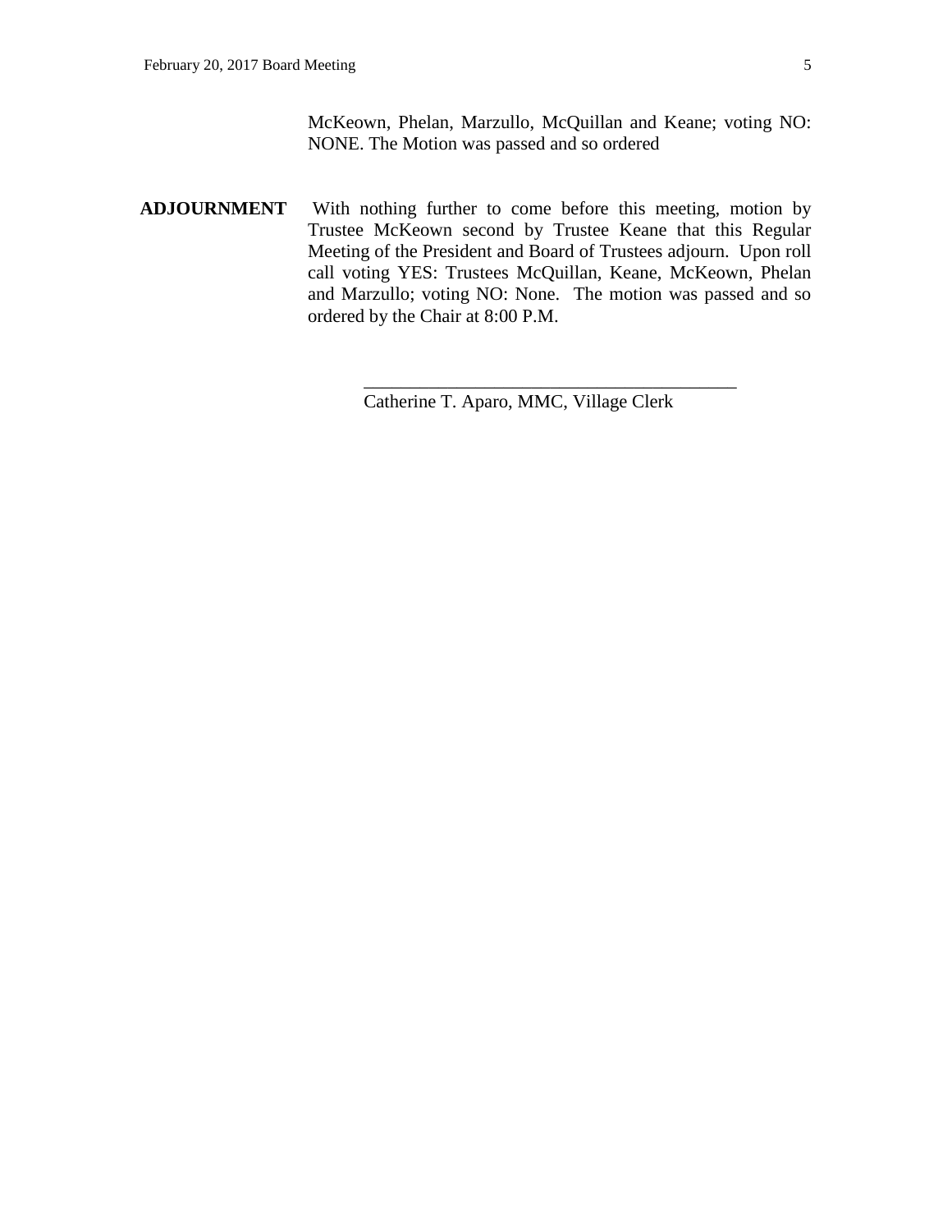McKeown, Phelan, Marzullo, McQuillan and Keane; voting NO: NONE. The Motion was passed and so ordered

**ADJOURNMENT** With nothing further to come before this meeting, motion by Trustee McKeown second by Trustee Keane that this Regular Meeting of the President and Board of Trustees adjourn. Upon roll call voting YES: Trustees McQuillan, Keane, McKeown, Phelan and Marzullo; voting NO: None. The motion was passed and so ordered by the Chair at 8:00 P.M.

\_\_\_\_\_\_\_\_\_\_\_\_\_\_\_\_\_\_\_\_\_\_\_\_\_\_\_\_\_\_\_\_\_\_\_\_\_\_\_\_

Catherine T. Aparo, MMC, Village Clerk